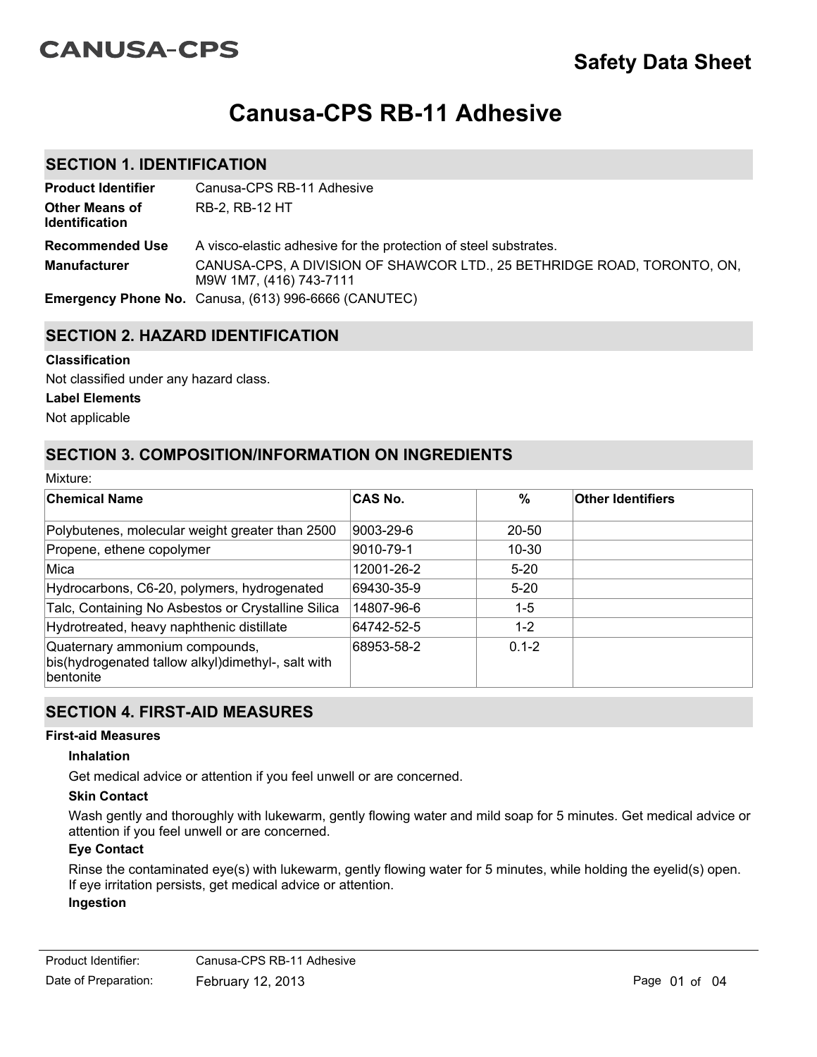CANUSA-CPS

# Safety Data Sheet

# Canusa-CPS RB-11 Adhesive

## SECTION 1. IDENTIFICATION

| | |
|---|---|
| **Product Identifier** | Canusa-CPS RB-11 Adhesive |
| **Other Means of Identification** | RB-2, RB-12 HT |
| **Recommended Use** | A visco-elastic adhesive for the protection of steel substrates. |
| **Manufacturer** | CANUSA-CPS, A DIVISION OF SHAWCOR LTD., 25 BETHRIDGE ROAD, TORONTO, ON, M9W 1M7, (416) 743-7111 |
| **Emergency Phone No.** | Canusa, (613) 996-6666 (CANUTEC) |

## SECTION 2. HAZARD IDENTIFICATION

**Classification**

Not classified under any hazard class.

**Label Elements**

Not applicable

## SECTION 3. COMPOSITION/INFORMATION ON INGREDIENTS

Mixture:

| Chemical Name | CAS No. | % | Other Identifiers |
|---|---|---|---|
| Polybutenes, molecular weight greater than 2500 | 9003-29-6 | 20-50 | |
| Propene, ethene copolymer | 9010-79-1 | 10-30 | |
| Mica | 12001-26-2 | 5-20 | |
| Hydrocarbons, C6-20, polymers, hydrogenated | 69430-35-9 | 5-20 | |
| Talc, Containing No Asbestos or Crystalline Silica | 14807-96-6 | 1-5 | |
| Hydrotreated, heavy naphthenic distillate | 64742-52-5 | 1-2 | |
| Quaternary ammonium compounds, bis(hydrogenated tallow alkyl)dimethyl-, salt with bentonite | 68953-58-2 | 0.1-2 | |

## SECTION 4. FIRST-AID MEASURES

**First-aid Measures**

**Inhalation**

Get medical advice or attention if you feel unwell or are concerned.

**Skin Contact**

Wash gently and thoroughly with lukewarm, gently flowing water and mild soap for 5 minutes. Get medical advice or attention if you feel unwell or are concerned.

**Eye Contact**

Rinse the contaminated eye(s) with lukewarm, gently flowing water for 5 minutes, while holding the eyelid(s) open. If eye irritation persists, get medical advice or attention.

**Ingestion**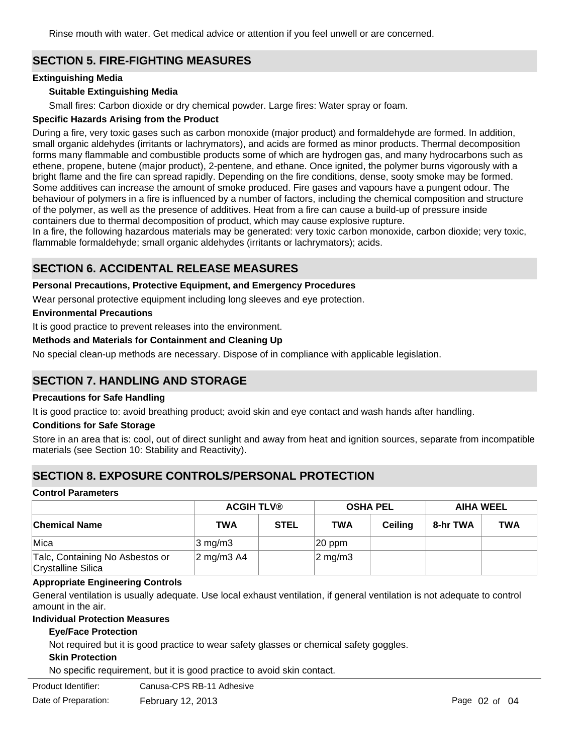Rinse mouth with water. Get medical advice or attention if you feel unwell or are concerned.

## SECTION 5. FIRE-FIGHTING MEASURES

**Extinguishing Media**

**Suitable Extinguishing Media**

Small fires: Carbon dioxide or dry chemical powder. Large fires: Water spray or foam.

**Specific Hazards Arising from the Product**

During a fire, very toxic gases such as carbon monoxide (major product) and formaldehyde are formed. In addition, small organic aldehydes (irritants or lachrymators), and acids are formed as minor products. Thermal decomposition forms many flammable and combustible products some of which are hydrogen gas, and many hydrocarbons such as ethene, propene, butene (major product), 2-pentene, and ethane. Once ignited, the polymer burns vigorously with a bright flame and the fire can spread rapidly. Depending on the fire conditions, dense, sooty smoke may be formed. Some additives can increase the amount of smoke produced. Fire gases and vapours have a pungent odour. The behaviour of polymers in a fire is influenced by a number of factors, including the chemical composition and structure of the polymer, as well as the presence of additives. Heat from a fire can cause a build-up of pressure inside containers due to thermal decomposition of product, which may cause explosive rupture.
In a fire, the following hazardous materials may be generated: very toxic carbon monoxide, carbon dioxide; very toxic, flammable formaldehyde; small organic aldehydes (irritants or lachrymators); acids.

## SECTION 6. ACCIDENTAL RELEASE MEASURES

**Personal Precautions, Protective Equipment, and Emergency Procedures**

Wear personal protective equipment including long sleeves and eye protection.

**Environmental Precautions**

It is good practice to prevent releases into the environment.

**Methods and Materials for Containment and Cleaning Up**

No special clean-up methods are necessary. Dispose of in compliance with applicable legislation.

## SECTION 7. HANDLING AND STORAGE

**Precautions for Safe Handling**

It is good practice to: avoid breathing product; avoid skin and eye contact and wash hands after handling.

**Conditions for Safe Storage**

Store in an area that is: cool, out of direct sunlight and away from heat and ignition sources, separate from incompatible materials (see Section 10: Stability and Reactivity).

## SECTION 8. EXPOSURE CONTROLS/PERSONAL PROTECTION

**Control Parameters**

| | ACGIH TLV® | | OSHA PEL | | AIHA WEEL | |
|---|---|---|---|---|---|---|
| **Chemical Name** | **TWA** | **STEL** | **TWA** | **Ceiling** | **8-hr TWA** | **TWA** |
| Mica | 3 mg/m3 | | 20 ppm | | | |
| Talc, Containing No Asbestos or Crystalline Silica | 2 mg/m3 A4 | | 2 mg/m3 | | | |

**Appropriate Engineering Controls**

General ventilation is usually adequate. Use local exhaust ventilation, if general ventilation is not adequate to control amount in the air.

**Individual Protection Measures**

**Eye/Face Protection**

Not required but it is good practice to wear safety glasses or chemical safety goggles.

**Skin Protection**

No specific requirement, but it is good practice to avoid skin contact.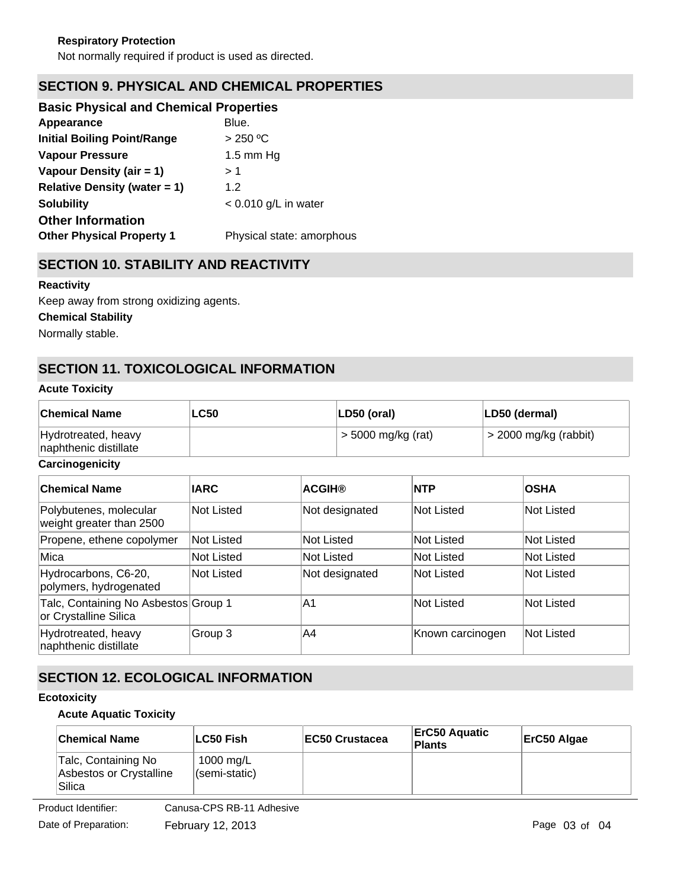**Respiratory Protection**

Not normally required if product is used as directed.

## SECTION 9. PHYSICAL AND CHEMICAL PROPERTIES

### Basic Physical and Chemical Properties

| | |
|---|---|
| **Appearance** | Blue. |
| **Initial Boiling Point/Range** | > 250 ºC |
| **Vapour Pressure** | 1.5 mm Hg |
| **Vapour Density (air = 1)** | > 1 |
| **Relative Density (water = 1)** | 1.2 |
| **Solubility** | < 0.010 g/L in water |

### Other Information

| | |
|---|---|
| **Other Physical Property 1** | Physical state: amorphous |

## SECTION 10. STABILITY AND REACTIVITY

**Reactivity**

Keep away from strong oxidizing agents.

**Chemical Stability**

Normally stable.

## SECTION 11. TOXICOLOGICAL INFORMATION

**Acute Toxicity**

| Chemical Name | LC50 | LD50 (oral) | LD50 (dermal) |
|---|---|---|---|
| Hydrotreated, heavy naphthenic distillate | | > 5000 mg/kg (rat) | > 2000 mg/kg (rabbit) |

**Carcinogenicity**

| Chemical Name | IARC | ACGIH® | NTP | OSHA |
|---|---|---|---|---|
| Polybutenes, molecular weight greater than 2500 | Not Listed | Not designated | Not Listed | Not Listed |
| Propene, ethene copolymer | Not Listed | Not Listed | Not Listed | Not Listed |
| Mica | Not Listed | Not Listed | Not Listed | Not Listed |
| Hydrocarbons, C6-20, polymers, hydrogenated | Not Listed | Not designated | Not Listed | Not Listed |
| Talc, Containing No Asbestos or Crystalline Silica | Group 1 | A1 | Not Listed | Not Listed |
| Hydrotreated, heavy naphthenic distillate | Group 3 | A4 | Known carcinogen | Not Listed |

## SECTION 12. ECOLOGICAL INFORMATION

**Ecotoxicity**

**Acute Aquatic Toxicity**

| Chemical Name | LC50 Fish | EC50 Crustacea | ErC50 Aquatic Plants | ErC50 Algae |
|---|---|---|---|---|
| Talc, Containing No Asbestos or Crystalline Silica | 1000 mg/L (semi-static) | | | |

Product Identifier: Canusa-CPS RB-11 Adhesive

Date of Preparation: February 12, 2013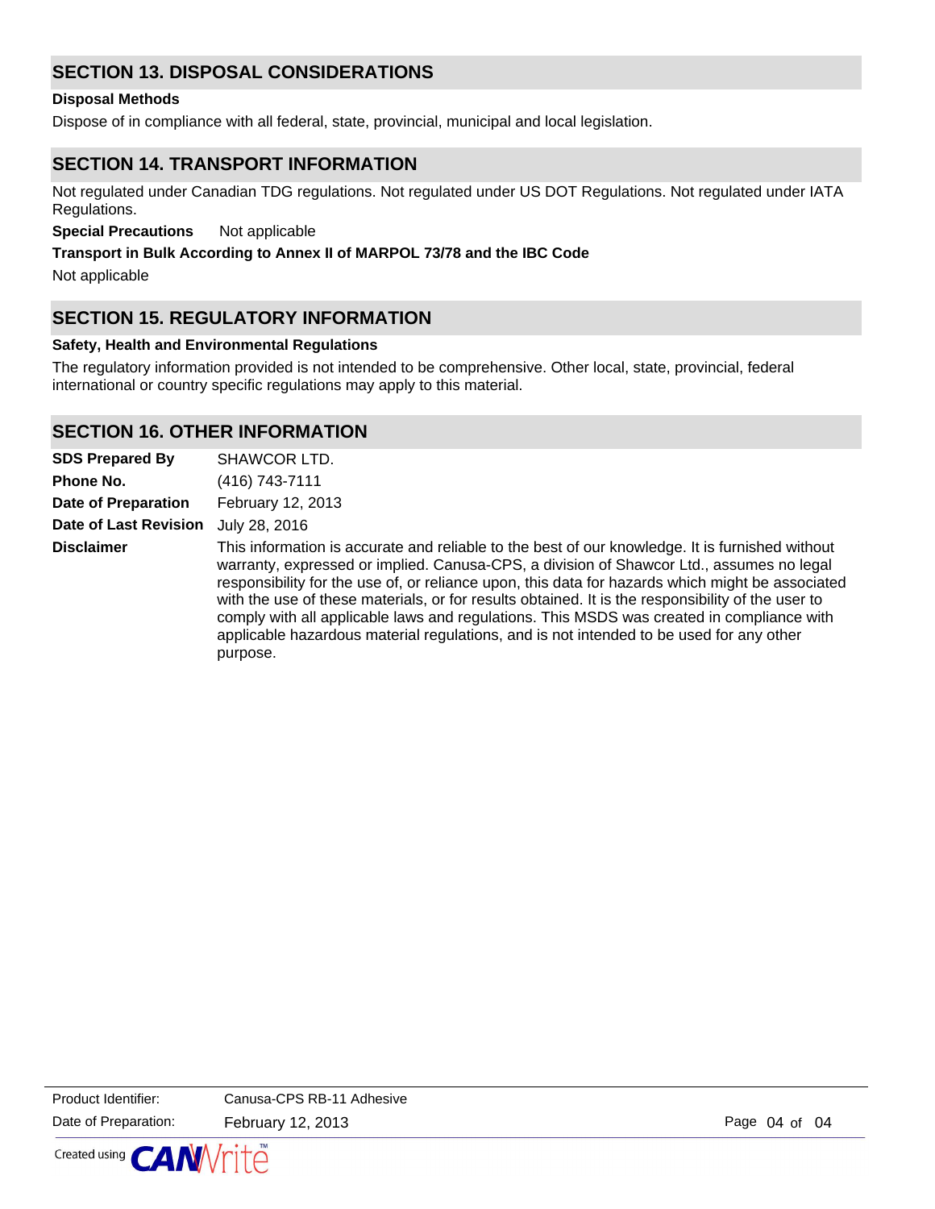## SECTION 13. DISPOSAL CONSIDERATIONS

**Disposal Methods**

Dispose of in compliance with all federal, state, provincial, municipal and local legislation.

## SECTION 14. TRANSPORT INFORMATION

Not regulated under Canadian TDG regulations. Not regulated under US DOT Regulations. Not regulated under IATA Regulations.

**Special Precautions** Not applicable

**Transport in Bulk According to Annex II of MARPOL 73/78 and the IBC Code**

Not applicable

## SECTION 15. REGULATORY INFORMATION

**Safety, Health and Environmental Regulations**

The regulatory information provided is not intended to be comprehensive. Other local, state, provincial, federal international or country specific regulations may apply to this material.

## SECTION 16. OTHER INFORMATION

| | |
|---|---|
| **SDS Prepared By** | SHAWCOR LTD. |
| **Phone No.** | (416) 743-7111 |
| **Date of Preparation** | February 12, 2013 |
| **Date of Last Revision** | July 28, 2016 |
| **Disclaimer** | This information is accurate and reliable to the best of our knowledge. It is furnished without warranty, expressed or implied. Canusa-CPS, a division of Shawcor Ltd., assumes no legal responsibility for the use of, or reliance upon, this data for hazards which might be associated with the use of these materials, or for results obtained. It is the responsibility of the user to comply with all applicable laws and regulations. This MSDS was created in compliance with applicable hazardous material regulations, and is not intended to be used for any other purpose. |